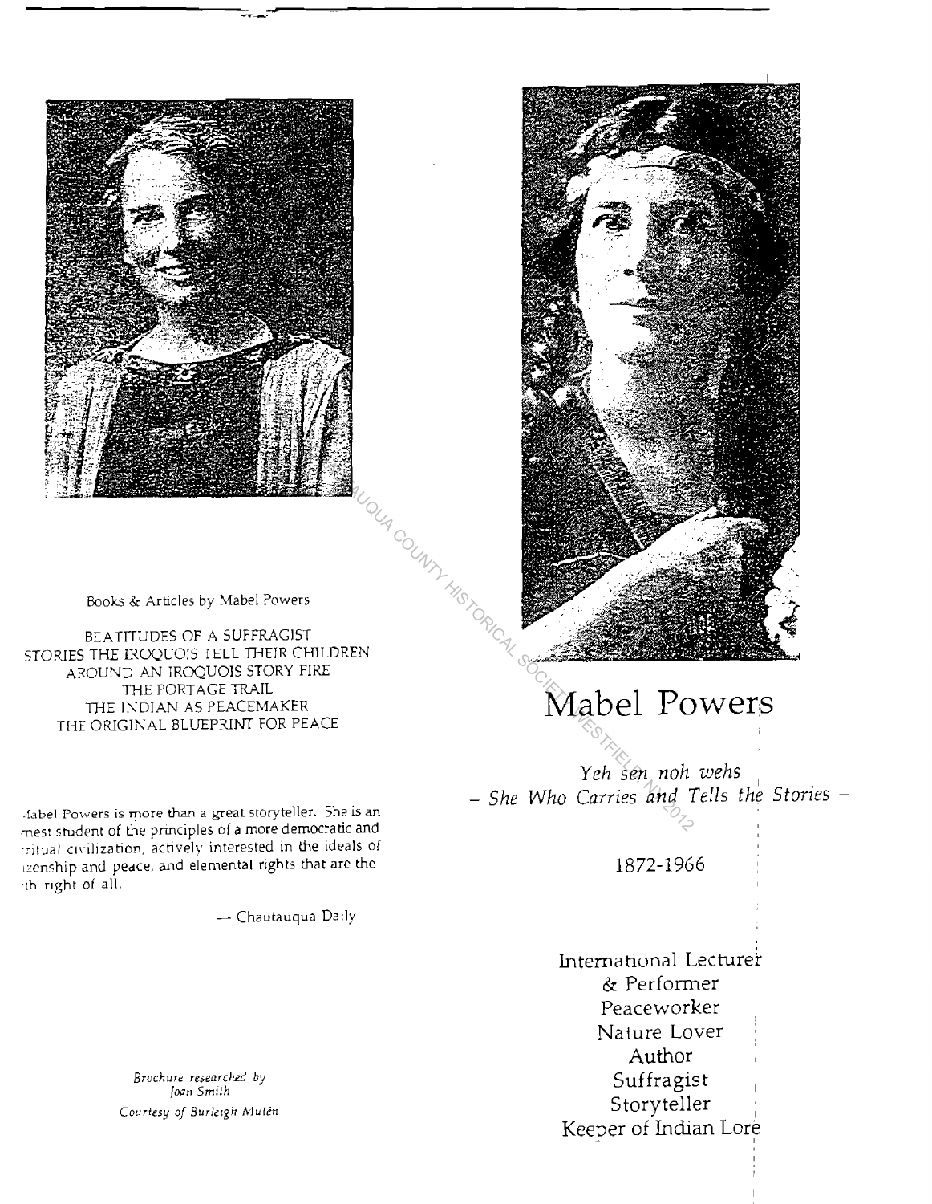Books & Articles by Mabel Powers

BEATITUDES OF A SUFFRAGIST
STORIES THE IROQUOIS TELL THEIR CHILDREN
AROUND AN IROQUOIS STORY FIRE
THE PORTAGE TRAIL
THE INDIAN AS PEACEMAKER
THE ORIGINAL BLUEPRINT FOR PEACE

-fabel Powers is more than a great storyteller. She is an -nest student of the principles of a more democratic and -ritual civilization, actively interested in the ideals of -izenship and peace, and elemental rights that are the -th right of all.

— Chautauqua Daily

*Brochure researched by Joan Smith*
*Courtesy of Burleigh Mutén*

# Mabel Powers

*Yeh sen noh wehs*
*– She Who Carries and Tells the Stories –*

1872-1966

International Lecturer
& Performer
Peaceworker
Nature Lover
Author
Suffragist
Storyteller
Keeper of Indian Lore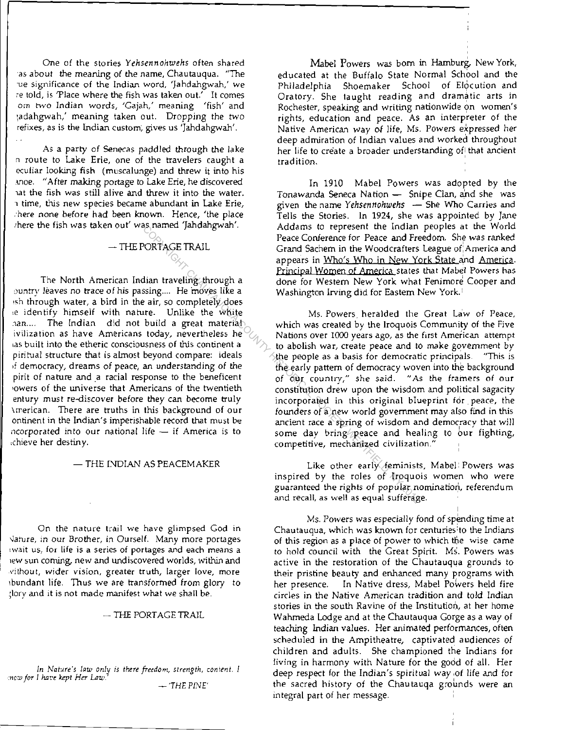One of the stories *Yehsennohwehs* often shared as about the meaning of the name, Chautauqua. "The ue significance of the Indian word, 'Jahdahgwah,' we re told, is 'Place where the fish was taken out.' It comes om two Indian words, 'Gajah,' meaning 'fish' and ;adahgwah,' meaning taken out. Dropping the two refixes, as is the Indian custom, gives us 'Jahdahgwah'.

As a party of Senecas paddled through the lake n route to Lake Erie, one of the travelers caught a eculiar looking fish (muscalunge) and threw it into his anoe. "After making portage to Lake Erie, he discovered at the fish was still alive and threw it into the water. n time, this new species became abundant in Lake Erie, here none before had been known. Hence, 'the place here the fish was taken out' was named 'Jahdahgwah'.

— THE PORTAGE TRAIL

The North American Indian traveling through a ountry leaves no trace of his passing.... He moves like a sh through water, a bird in the air, so completely does e identify himself with nature. Unlike the white nan.... The Indian did not build a great material ivilization as have Americans today, nevertheless he as built into the etheric consciousness of this continent a piritual structure that is almost beyond compare: ideals of democracy, dreams of peace, an understanding of the pirit of nature and a racial response to the beneficent owers of the universe that Americans of the twentieth entury must re-discover before they can become truly American. There are truths in this background of our ontinent in the Indian's imperishable record that must be ncorporated into our national life — if America is to chieve her destiny.

— THE INDIAN AS PEACEMAKER

On the nature trail we have glimpsed God in Nature, in our Brother, in Ourself. Many more portages wait us, for life is a series of portages and each means a ew sun coming, new and undiscovered worlds, within and without, wider vision, greater truth, larger love, more abundant life. Thus we are transformed from glory to glory and it is not made manifest what we shall be.

— THE PORTAGE TRAIL

*In Nature's law only is there freedom, strength, content. I now for I have kept Her Law.'*

— *'THE PINE'*

Mabel Powers was born in Hamburg, New York, educated at the Buffalo State Normal School and the Philadelphia Shoemaker School of Elocution and Oratory. She taught reading and dramatic arts in Rochester, speaking and writing nationwide on women's rights, education and peace. As an interpreter of the Native American way of life, Ms. Powers expressed her deep admiration of Indian values and worked throughout her life to create a broader understanding of that ancient tradition.

In 1910 Mabel Powers was adopted by the Tonawanda Seneca Nation — Snipe Clan, and she was given the name *Yehsennohwehs* — She Who Carries and Tells the Stories. In 1924, she was appointed by Jane Addams to represent the Indian peoples at the World Peace Conference for Peace and Freedom. She was ranked Grand Sachem in the Woodcrafters League of America and appears in Who's Who in New York State and America. Principal Women of America states that Mabel Powers has done for Western New York what Fenimore Cooper and Washington Irving did for Eastern New York.

Ms. Powers heralded the Great Law of Peace, which was created by the Iroquois Community of the Five Nations over 1000 years ago, as the first American attempt to abolish war, create peace and to make government by the people as a basis for democratic principals. "This is the early pattern of democracy woven into the background of our country," she said. "As the framers of our constitution drew upon the wisdom and political sagacity incorporated in this original blueprint for peace, the founders of a new world government may also find in this ancient race a spring of wisdom and democracy that will some day bring peace and healing to our fighting, competitive, mechanized civilization."

Like other early feminists, Mabel Powers was inspired by the roles of Iroquois women who were guaranteed the rights of popular nomination, referendum and recall, as well as equal sufferage.

Ms. Powers was especially fond of spending time at Chautauqua, which was known for centuries to the Indians of this region as a place of power to which the wise came to hold council with the Great Spirit. Ms. Powers was active in the restoration of the Chautauqua grounds to their pristine beauty and enhanced many programs with her presence. In Native dress, Mabel Powers held fire circles in the Native American tradition and told Indian stories in the south Ravine of the Institution, at her home Wahmeda Lodge and at the Chautauqua Gorge as a way of teaching Indian values. Her animated performances, often scheduled in the Ampitheatre, captivated audiences of children and adults. She championed the Indians for living in harmony with Nature for the good of all. Her deep respect for the Indian's spiritual way of life and for the sacred history of the Chautauqa grounds were an integral part of her message.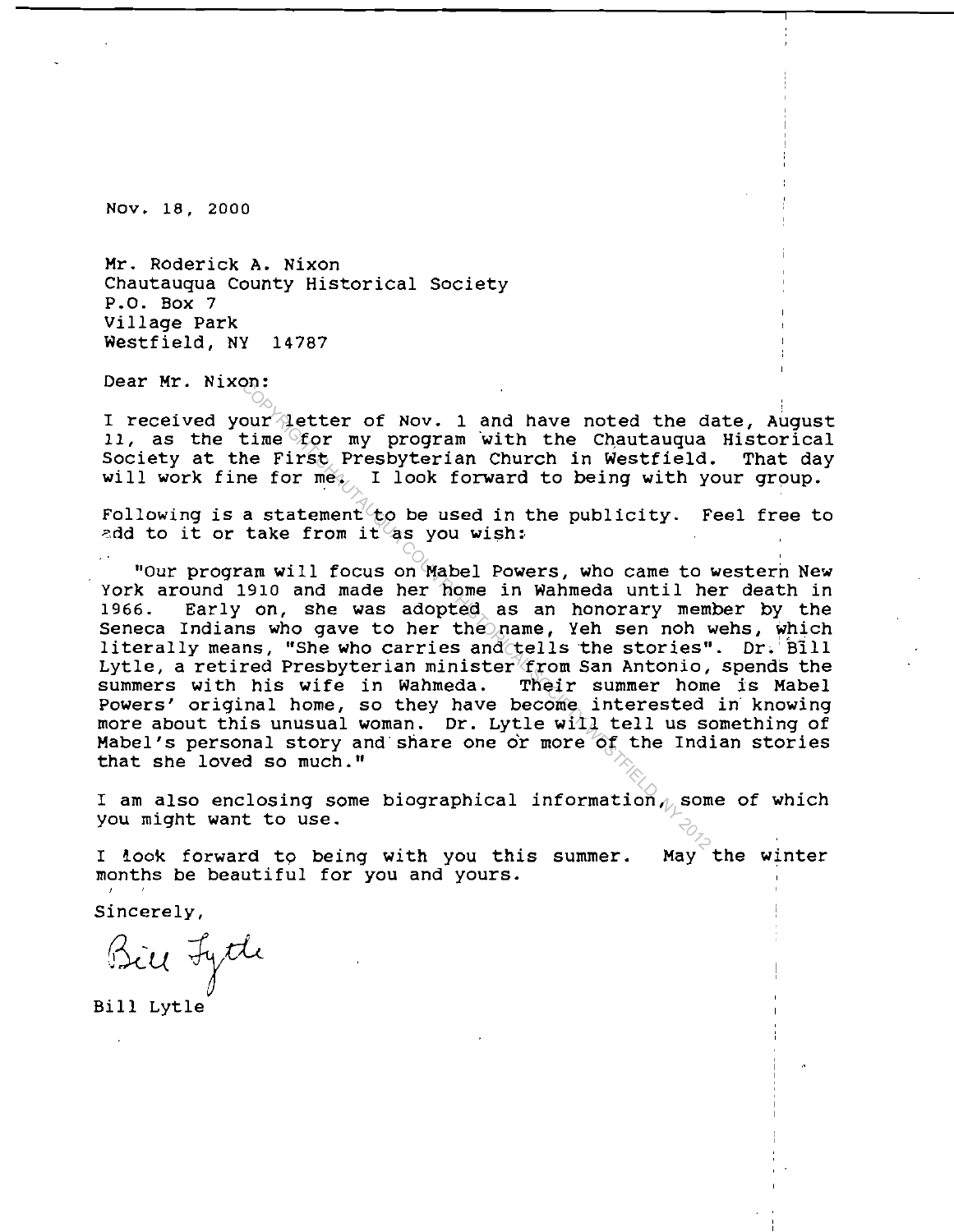Nov. 18, 2000

Mr. Roderick A. Nixon
Chautauqua County Historical Society
P.O. Box 7
Village Park
Westfield, NY 14787

Dear Mr. Nixon:

I received your letter of Nov. 1 and have noted the date, August 11, as the time for my program with the Chautauqua Historical Society at the First Presbyterian Church in Westfield. That day will work fine for me. I look forward to being with your group.

Following is a statement to be used in the publicity. Feel free to add to it or take from it as you wish:

"Our program will focus on Mabel Powers, who came to western New York around 1910 and made her home in Wahmeda until her death in 1966. Early on, she was adopted as an honorary member by the Seneca Indians who gave to her the name, Yeh sen noh wehs, which literally means, "She who carries and tells the stories". Dr. Bill Lytle, a retired Presbyterian minister from San Antonio, spends the summers with his wife in Wahmeda. Their summer home is Mabel Powers' original home, so they have become interested in knowing more about this unusual woman. Dr. Lytle will tell us something of Mabel's personal story and share one or more of the Indian stories that she loved so much."

I am also enclosing some biographical information, some of which you might want to use.

I look forward to being with you this summer. May the winter months be beautiful for you and yours.

Sincerely,

Bill Lytle

Bill Lytle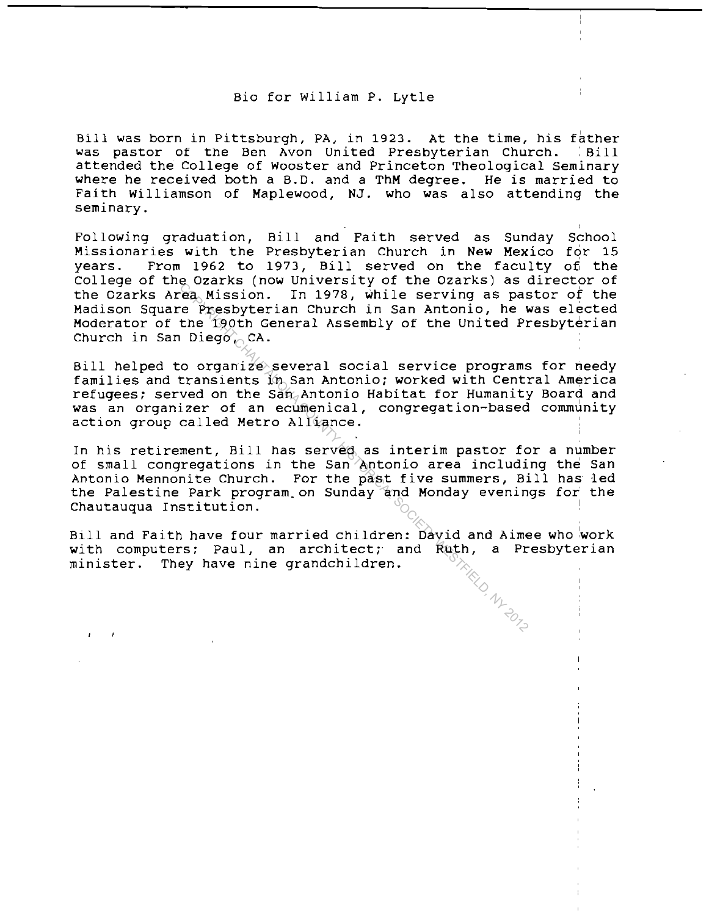# Bio for William P. Lytle

Bill was born in Pittsburgh, PA, in 1923. At the time, his father was pastor of the Ben Avon United Presbyterian Church. Bill attended the College of Wooster and Princeton Theological Seminary where he received both a B.D. and a ThM degree. He is married to Faith Williamson of Maplewood, NJ. who was also attending the seminary.

Following graduation, Bill and Faith served as Sunday School Missionaries with the Presbyterian Church in New Mexico for 15 years. From 1962 to 1973, Bill served on the faculty of the College of the Ozarks (now University of the Ozarks) as director of the Ozarks Area Mission. In 1978, while serving as pastor of the Madison Square Presbyterian Church in San Antonio, he was elected Moderator of the 190th General Assembly of the United Presbyterian Church in San Diego, CA.

Bill helped to organize several social service programs for needy families and transients in San Antonio; worked with Central America refugees; served on the San Antonio Habitat for Humanity Board and was an organizer of an ecumenical, congregation-based community action group called Metro Alliance.

In his retirement, Bill has served as interim pastor for a number of small congregations in the San Antonio area including the San Antonio Mennonite Church. For the past five summers, Bill has led the Palestine Park program on Sunday and Monday evenings for the Chautauqua Institution.

Bill and Faith have four married children: David and Aimee who work with computers; Paul, an architect; and Ruth, a Presbyterian minister. They have nine grandchildren.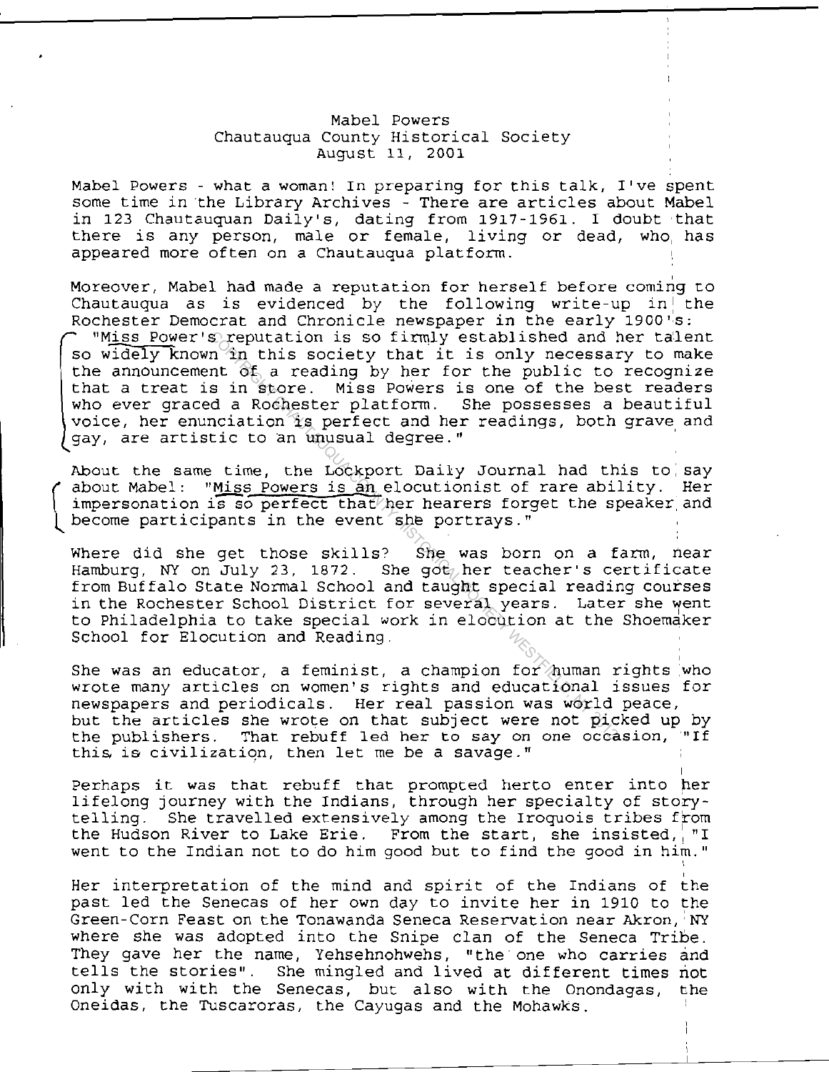Mabel Powers
Chautauqua County Historical Society
August 11, 2001

Mabel Powers - what a woman! In preparing for this talk, I've spent some time in the Library Archives - There are articles about Mabel in 123 Chautauquan Daily's, dating from 1917-1961. I doubt that there is any person, male or female, living or dead, who has appeared more often on a Chautauqua platform.

Moreover, Mabel had made a reputation for herself before coming to Chautauqua as is evidenced by the following write-up in the Rochester Democrat and Chronicle newspaper in the early 1900's: "Miss Power's reputation is so firmly established and her talent so widely known in this society that it is only necessary to make the announcement of a reading by her for the public to recognize that a treat is in store. Miss Powers is one of the best readers who ever graced a Rochester platform. She possesses a beautiful voice, her enunciation is perfect and her readings, both grave and gay, are artistic to an unusual degree."

About the same time, the Lockport Daily Journal had this to say about Mabel: "Miss Powers is an elocutionist of rare ability. Her impersonation is so perfect that her hearers forget the speaker and become participants in the event she portrays."

Where did she get those skills? She was born on a farm, near Hamburg, NY on July 23, 1872. She got her teacher's certificate from Buffalo State Normal School and taught special reading courses in the Rochester School District for several years. Later she went to Philadelphia to take special work in elocution at the Shoemaker School for Elocution and Reading.

She was an educator, a feminist, a champion for human rights who wrote many articles on women's rights and educational issues for newspapers and periodicals. Her real passion was world peace, but the articles she wrote on that subject were not picked up by the publishers. That rebuff led her to say on one occasion, "If this is civilization, then let me be a savage."

Perhaps it was that rebuff that prompted herto enter into her lifelong journey with the Indians, through her specialty of story-telling. She travelled extensively among the Iroquois tribes from the Hudson River to Lake Erie. From the start, she insisted, "I went to the Indian not to do him good but to find the good in him."

Her interpretation of the mind and spirit of the Indians of the past led the Senecas of her own day to invite her in 1910 to the Green-Corn Feast on the Tonawanda Seneca Reservation near Akron, NY where she was adopted into the Snipe clan of the Seneca Tribe. They gave her the name, Yehsehnohwehs, "the one who carries and tells the stories". She mingled and lived at different times not only with with the Senecas, but also with the Onondagas, the Oneidas, the Tuscaroras, the Cayugas and the Mohawks.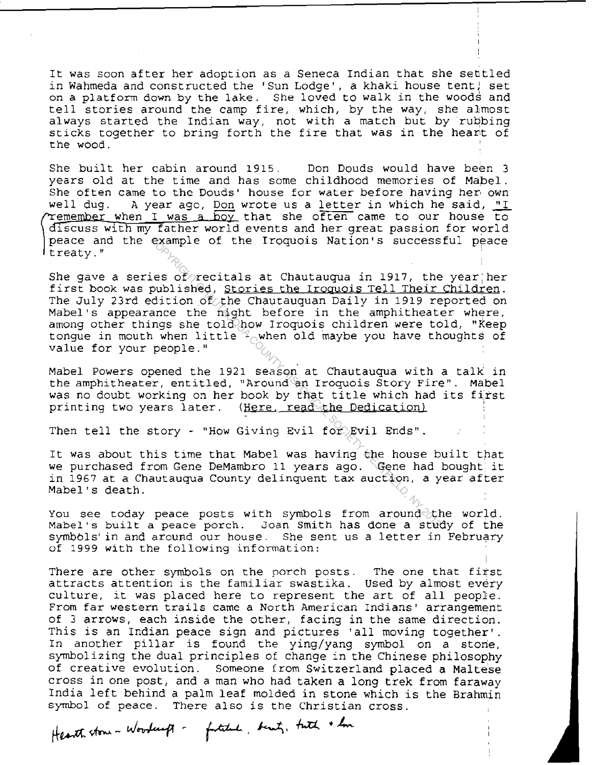It was soon after her adoption as a Seneca Indian that she settled in Wahmeda and constructed the 'Sun Lodge', a khaki house tent, set on a platform down by the lake. She loved to walk in the woods and tell stories around the camp fire, which, by the way, she almost always started the Indian way, not with a match but by rubbing sticks together to bring forth the fire that was in the heart of the wood.

She built her cabin around 1915. Don Douds would have been 3 years old at the time and has some childhood memories of Mabel. She often came to the Douds' house for water before having her own well dug. A year ago, Don wrote us a letter in which he said, "I remember when I was a boy that she often came to our house to discuss with my father world events and her great passion for world peace and the example of the Iroquois Nation's successful peace treaty."

She gave a series of recitals at Chautauqua in 1917, the year her first book was published, Stories the Iroquois Tell Their Children. The July 23rd edition of the Chautauquan Daily in 1919 reported on Mabel's appearance the night before in the amphitheater where, among other things she told how Iroquois children were told, "Keep tongue in mouth when little - when old maybe you have thoughts of value for your people."

Mabel Powers opened the 1921 season at Chautauqua with a talk in the amphitheater, entitled, "Around an Iroquois Story Fire". Mabel was no doubt working on her book by that title which had its first printing two years later. (Here, read the Dedication)

Then tell the story - "How Giving Evil for Evil Ends".

It was about this time that Mabel was having the house built that we purchased from Gene DeMambro 11 years ago. Gene had bought it in 1967 at a Chautauqua County delinquent tax auction, a year after Mabel's death.

You see today peace posts with symbols from around the world. Mabel's built a peace porch. Joan Smith has done a study of the symbols in and around our house. She sent us a letter in February of 1999 with the following information:

There are other symbols on the porch posts. The one that first attracts attention is the familiar swastika. Used by almost every culture, it was placed here to represent the art of all people. From far western trails came a North American Indians' arrangement of 3 arrows, each inside the other, facing in the same direction. This is an Indian peace sign and pictures 'all moving together'. In another pillar is found the ying/yang symbol on a stone, symbolizing the dual principles of change in the Chinese philosophy of creative evolution. Someone from Switzerland placed a Maltese cross in one post, and a man who had taken a long trek from faraway India left behind a palm leaf molded in stone which is the Brahmin symbol of peace. There also is the Christian cross.

Hearth stone - Woodcraft - [illegible], beauty, truth + love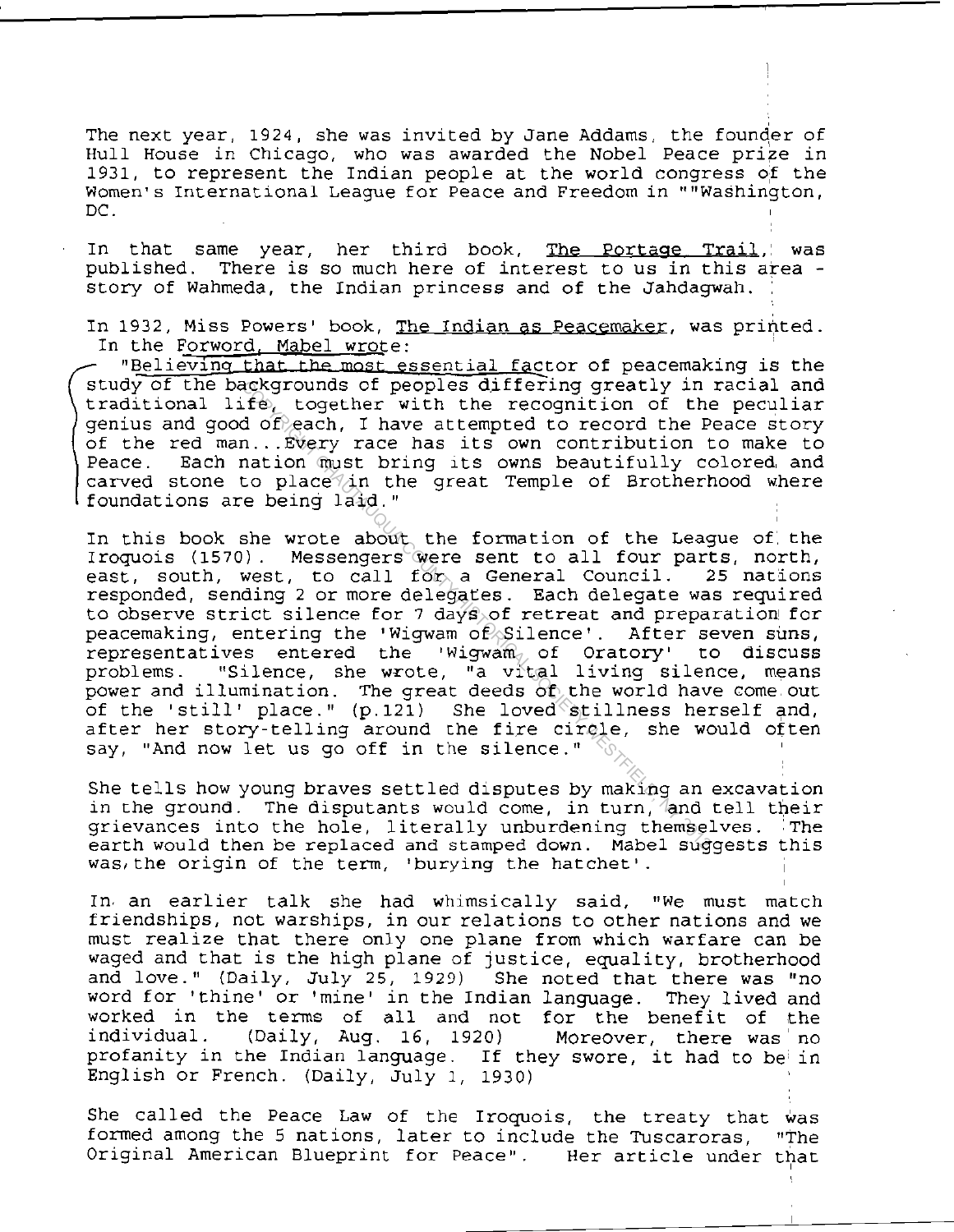The next year, 1924, she was invited by Jane Addams, the founder of Hull House in Chicago, who was awarded the Nobel Peace prize in 1931, to represent the Indian people at the world congress of the Women's International League for Peace and Freedom in ""Washington, DC.

In that same year, her third book, The Portage Trail, was published. There is so much here of interest to us in this area - story of Wahmeda, the Indian princess and of the Jahdagwah.

In 1932, Miss Powers' book, The Indian as Peacemaker, was printed. In the Forword, Mabel wrote:

"Believing that the most essential factor of peacemaking is the study of the backgrounds of peoples differing greatly in racial and traditional life, together with the recognition of the peculiar genius and good of each, I have attempted to record the Peace story of the red man...Every race has its own contribution to make to Peace. Each nation must bring its owns beautifully colored and carved stone to place in the great Temple of Brotherhood where foundations are being laid."

In this book she wrote about the formation of the League of the Iroquois (1570). Messengers were sent to all four parts, north, east, south, west, to call for a General Council. 25 nations responded, sending 2 or more delegates. Each delegate was required to observe strict silence for 7 days of retreat and preparation for peacemaking, entering the 'Wigwam of Silence'. After seven suns, representatives entered the 'Wigwam of Oratory' to discuss problems. "Silence, she wrote, "a vital living silence, means power and illumination. The great deeds of the world have come out of the 'still' place." (p.121) She loved stillness herself and, after her story-telling around the fire circle, she would often say, "And now let us go off in the silence."

She tells how young braves settled disputes by making an excavation in the ground. The disputants would come, in turn, and tell their grievances into the hole, literally unburdening themselves. The earth would then be replaced and stamped down. Mabel suggests this was the origin of the term, 'burying the hatchet'.

In an earlier talk she had whimsically said, "We must match friendships, not warships, in our relations to other nations and we must realize that there only one plane from which warfare can be waged and that is the high plane of justice, equality, brotherhood and love." (Daily, July 25, 1929) She noted that there was "no word for 'thine' or 'mine' in the Indian language. They lived and worked in the terms of all and not for the benefit of the individual. (Daily, Aug. 16, 1920) Moreover, there was no profanity in the Indian language. If they swore, it had to be in English or French. (Daily, July 1, 1930)

She called the Peace Law of the Iroquois, the treaty that was formed among the 5 nations, later to include the Tuscaroras, "The Original American Blueprint for Peace". Her article under that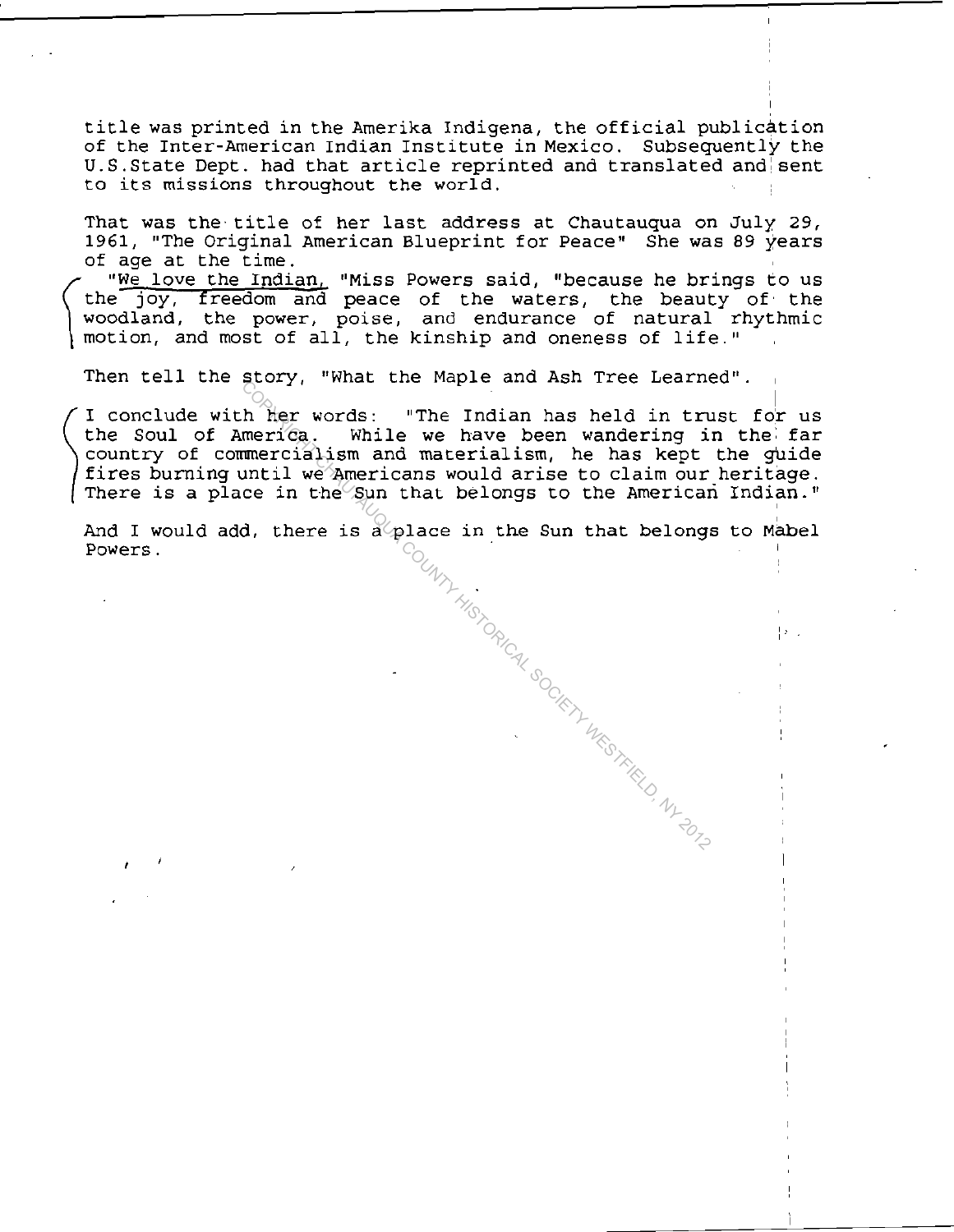title was printed in the Amerika Indigena, the official publication of the Inter-American Indian Institute in Mexico. Subsequently the U.S.State Dept. had that article reprinted and translated and sent to its missions throughout the world.

That was the title of her last address at Chautauqua on July 29, 1961, "The Original American Blueprint for Peace" She was 89 years of age at the time.

"We love the Indian, "Miss Powers said, "because he brings to us the joy, freedom and peace of the waters, the beauty of the woodland, the power, poise, and endurance of natural rhythmic motion, and most of all, the kinship and oneness of life."

Then tell the story, "What the Maple and Ash Tree Learned".

I conclude with her words: "The Indian has held in trust for us the Soul of America. While we have been wandering in the far country of commercialism and materialism, he has kept the guide fires burning until we Americans would arise to claim our heritage. There is a place in the Sun that belongs to the American Indian."

And I would add, there is a place in the Sun that belongs to Mabel Powers.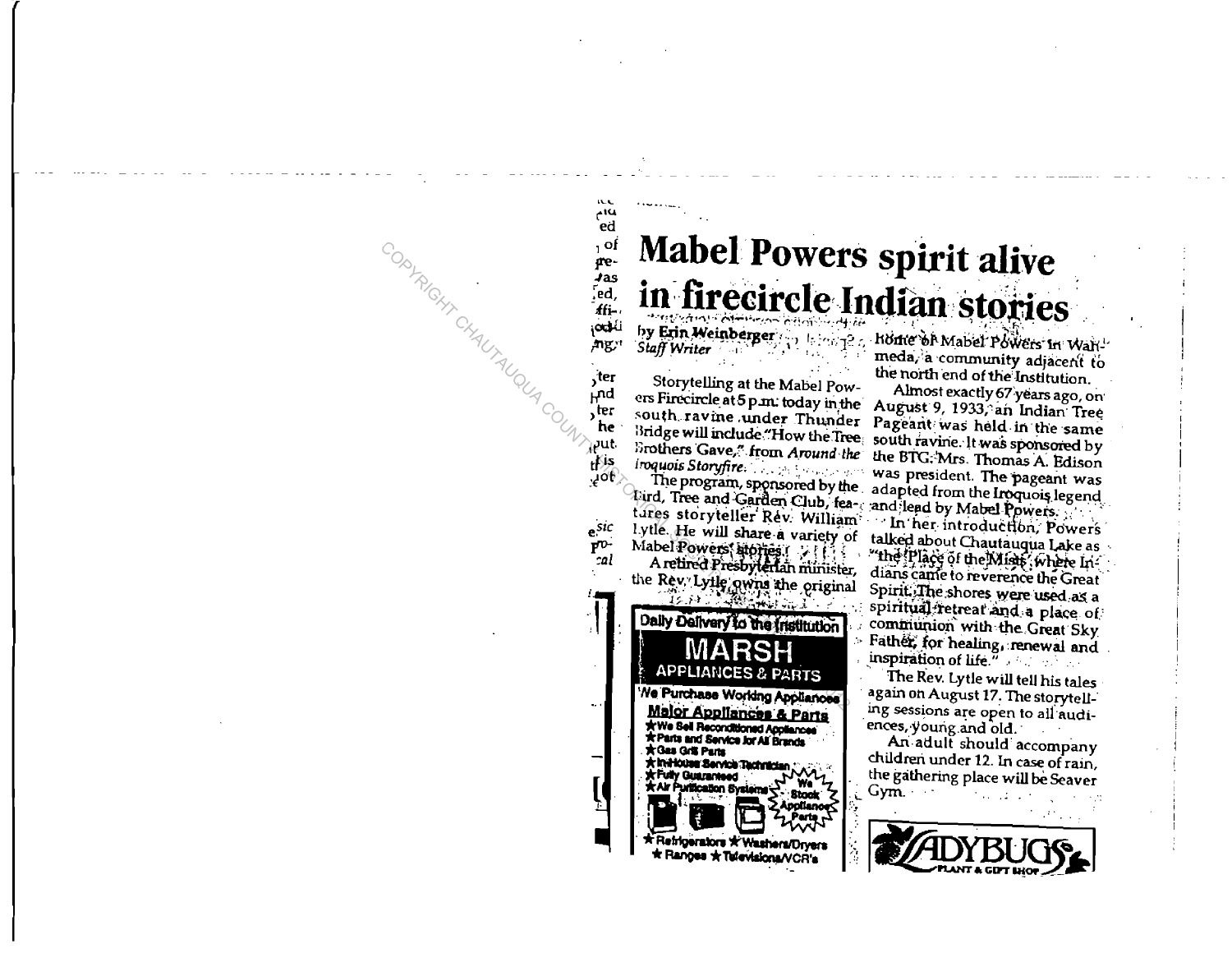# Mabel Powers spirit alive in firecircle Indian stories

by Erin Weinberger
*Staff Writer*

Storytelling at the Mabel Powers Firecircle at 5 p.m. today in the south ravine under Thunder Bridge will include "How the Tree Brothers Gave," from *Around the Iroquois Storyfire*.

The program, sponsored by the Bird, Tree and Garden Club, features storyteller Rev. William Lytle. He will share a variety of Mabel Powers' stories.

A retired Presbyterian minister, the Rev. Lytle owns the original home of Mabel Powers in Wahmeda, a community adjacent to the north end of the Institution.

Almost exactly 67 years ago, on August 9, 1933, an Indian Tree Pageant was held in the same south ravine. It was sponsored by the BTG. Mrs. Thomas A. Edison was president. The pageant was adapted from the Iroquois legend and lead by Mabel Powers.

In her introduction, Powers talked about Chautauqua Lake as "the Place of the Mists, where Indians came to reverence the Great Spirit. The shores were used as a spiritual retreat and a place of communion with the Great Sky Father, for healing, renewal and inspiration of life."

The Rev. Lytle will tell his tales again on August 17. The storytelling sessions are open to all audiences, young and old.

An adult should accompany children under 12. In case of rain, the gathering place will be Seaver Gym.

Daily Delivery to the Institution

MARSH APPLIANCES & PARTS

We Purchase Working Appliances

Major Appliances & Parts

- ★We Sell Reconditioned Appliances
- ★Parts and Service for All Brands
- ★Gas Grill Parts
- ★In-House Service Technician
- ★Fully Guaranteed
- ★Air Purification Systems

We Stock Appliance Parts

★Refrigerators ★Washers/Dryers ★Ranges ★Televisions/VCR's

LADYBUGS PLANT & GIFT SHOP